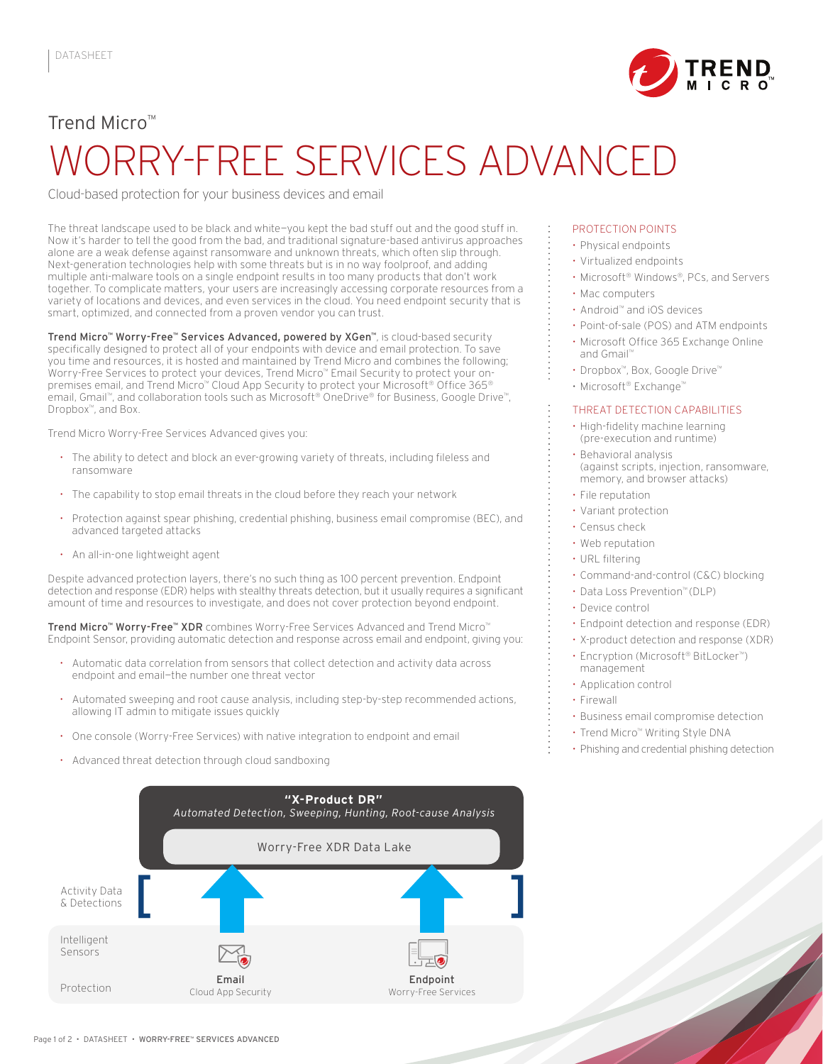DATASHEET

Trend Micro™

# WORRY-FREE SERVICES ADVANCED

Cloud-based protection for your business devices and email

The threat landscape used to be black and white—you kept the bad stuff out and the good stuff in. Now it's harder to tell the good from the bad, and traditional signature-based antivirus approaches alone are a weak defense against ransomware and unknown threats, which often slip through. Next-generation technologies help with some threats but is in no way foolproof, and adding multiple anti-malware tools on a single endpoint results in too many products that don't work together. To complicate matters, your users are increasingly accessing corporate resources from a variety of locations and devices, and even services in the cloud. You need endpoint security that is smart, optimized, and connected from a proven vendor you can trust.

**Trend Micro™ Worry-Free™ Services Advanced, powered by XGen™**, is cloud-based security specifically designed to protect all of your endpoints with device and email protection. To save you time and resources, it is hosted and maintained by Trend Micro and combines the following; Worry-Free Services to protect your devices, Trend Micro™ Email Security to protect your on-premises email, and Trend Micro™ Cloud App Security to protect your Microsoft® Office 365® email, Gmail™, and collaboration tools such as Microsoft® OneDrive® for Business, Google Drive™, Dropbox™, and Box.

Trend Micro Worry-Free Services Advanced gives you:

- The ability to detect and block an ever-growing variety of threats, including fileless and ransomware
- The capability to stop email threats in the cloud before they reach your network
- Protection against spear phishing, credential phishing, business email compromise (BEC), and advanced targeted attacks
- An all-in-one lightweight agent

Despite advanced protection layers, there's no such thing as 100 percent prevention. Endpoint detection and response (EDR) helps with stealthy threats detection, but it usually requires a significant amount of time and resources to investigate, and does not cover protection beyond endpoint.

**Trend Micro™ Worry-Free™ XDR** combines Worry-Free Services Advanced and Trend Micro™ Endpoint Sensor, providing automatic detection and response across email and endpoint, giving you:

- Automatic data correlation from sensors that collect detection and activity data across endpoint and email—the number one threat vector
- Automated sweeping and root cause analysis, including step-by-step recommended actions, allowing IT admin to mitigate issues quickly
- One console (Worry-Free Services) with native integration to endpoint and email
- Advanced threat detection through cloud sandboxing

**"X-Product DR"**
*Automated Detection, Sweeping, Hunting, Root-cause Analysis*

Worry-Free XDR Data Lake

Activity Data & Detections

Intelligent Sensors

Protection

**Email** — Cloud App Security

**Endpoint** — Worry-Free Services

## PROTECTION POINTS

- Physical endpoints
- Virtualized endpoints
- Microsoft® Windows®, PCs, and Servers
- Mac computers
- Android™ and iOS devices
- Point-of-sale (POS) and ATM endpoints
- Microsoft Office 365 Exchange Online and Gmail™
- Dropbox™, Box, Google Drive™
- Microsoft® Exchange™

## THREAT DETECTION CAPABILITIES

- High-fidelity machine learning (pre-execution and runtime)
- Behavioral analysis (against scripts, injection, ransomware, memory, and browser attacks)
- File reputation
- Variant protection
- Census check
- Web reputation
- URL filtering
- Command-and-control (C&C) blocking
- Data Loss Prevention™ (DLP)
- Device control
- Endpoint detection and response (EDR)
- X-product detection and response (XDR)
- Encryption (Microsoft® BitLocker™) management
- Application control
- Firewall
- Business email compromise detection
- Trend Micro™ Writing Style DNA
- Phishing and credential phishing detection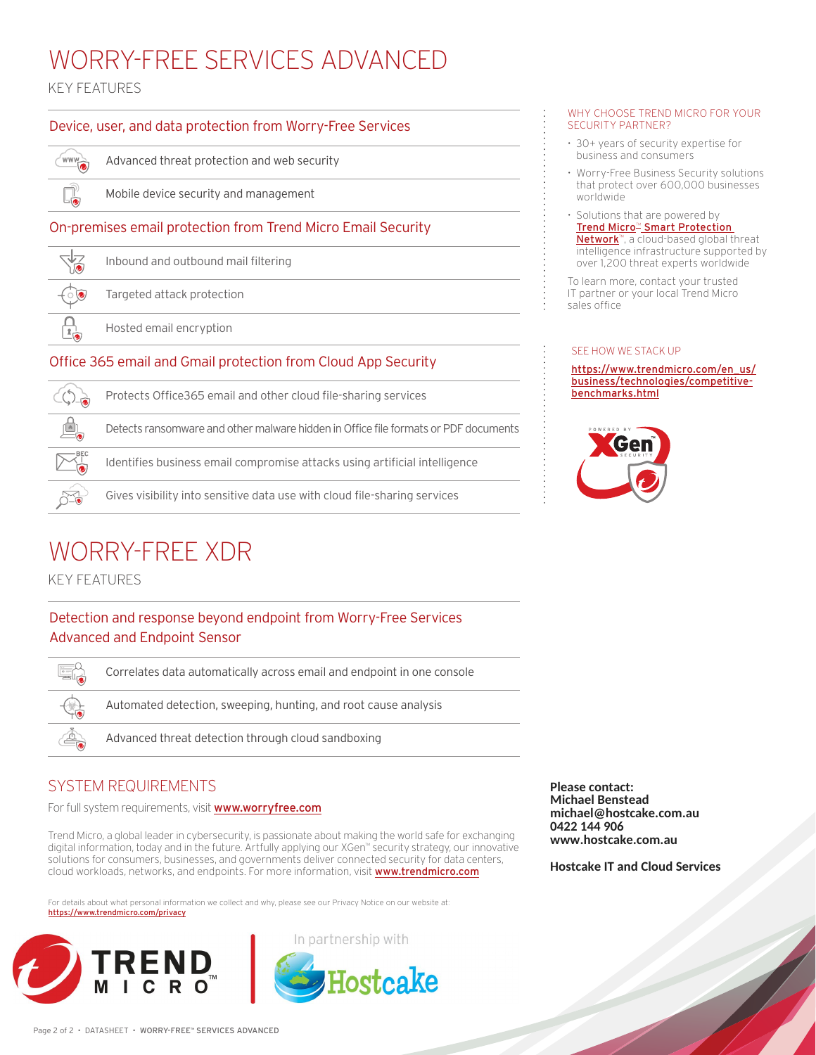# WORRY-FREE SERVICES ADVANCED

KEY FEATURES

### Device, user, and data protection from Worry-Free Services

- Advanced threat protection and web security
- Mobile device security and management

### On-premises email protection from Trend Micro Email Security

- Inbound and outbound mail filtering
- Targeted attack protection
- Hosted email encryption

### Office 365 email and Gmail protection from Cloud App Security

- Protects Office365 email and other cloud file-sharing services
- Detects ransomware and other malware hidden in Office file formats or PDF documents
- Identifies business email compromise attacks using artificial intelligence
- Gives visibility into sensitive data use with cloud file-sharing services

# WORRY-FREE XDR

KEY FEATURES

### Detection and response beyond endpoint from Worry-Free Services Advanced and Endpoint Sensor

- Correlates data automatically across email and endpoint in one console
- Automated detection, sweeping, hunting, and root cause analysis
- Advanced threat detection through cloud sandboxing

## SYSTEM REQUIREMENTS

For full system requirements, visit www.worryfree.com

Trend Micro, a global leader in cybersecurity, is passionate about making the world safe for exchanging digital information, today and in the future. Artfully applying our XGen™ security strategy, our innovative solutions for consumers, businesses, and governments deliver connected security for data centers, cloud workloads, networks, and endpoints. For more information, visit www.trendmicro.com

For details about what personal information we collect and why, please see our Privacy Notice on our website at: https://www.trendmicro.com/privacy

### WHY CHOOSE TREND MICRO FOR YOUR SECURITY PARTNER?

- 30+ years of security expertise for business and consumers
- Worry-Free Business Security solutions that protect over 600,000 businesses worldwide
- Solutions that are powered by Trend Micro™ Smart Protection Network™, a cloud-based global threat intelligence infrastructure supported by over 1,200 threat experts worldwide

To learn more, contact your trusted IT partner or your local Trend Micro sales office

### SEE HOW WE STACK UP

https://www.trendmicro.com/en_us/business/technologies/competitive-benchmarks.html

**Please contact:**
**Michael Benstead**
**michael@hostcake.com.au**
**0422 144 906**
**www.hostcake.com.au**

**Hostcake IT and Cloud Services**

In partnership with